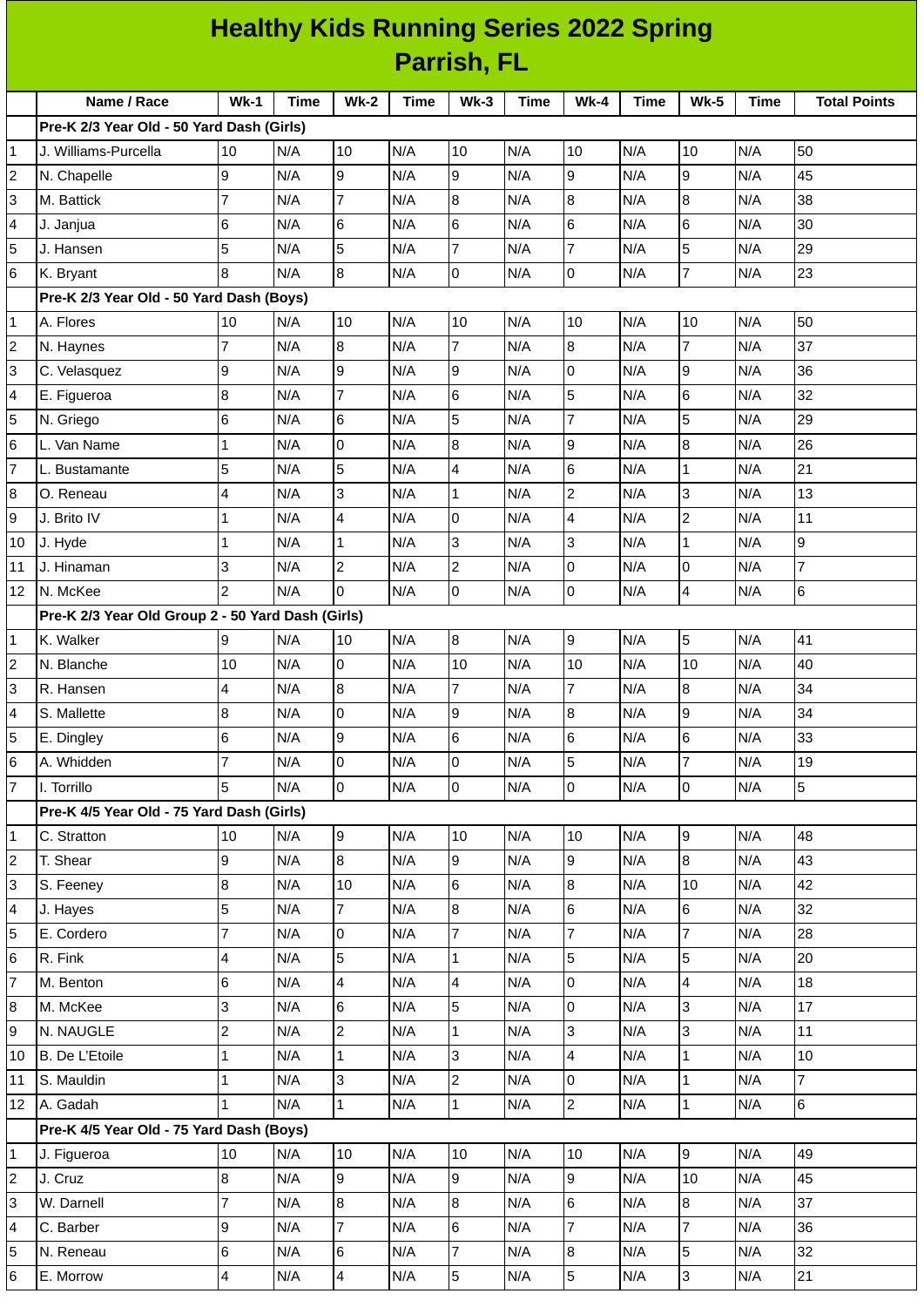# Healthy Kids Running Series 2022 Spring
## Parrish, FL

| | Name / Race | Wk-1 | Time | Wk-2 | Time | Wk-3 | Time | Wk-4 | Time | Wk-5 | Time | Total Points |
|---|---|---|---|---|---|---|---|---|---|---|---|---|
| | **Pre-K 2/3 Year Old - 50 Yard Dash (Girls)** | | | | | | | | | | | |
| 1 | J. Williams-Purcella | 10 | N/A | 10 | N/A | 10 | N/A | 10 | N/A | 10 | N/A | 50 |
| 2 | N. Chapelle | 9 | N/A | 9 | N/A | 9 | N/A | 9 | N/A | 9 | N/A | 45 |
| 3 | M. Battick | 7 | N/A | 7 | N/A | 8 | N/A | 8 | N/A | 8 | N/A | 38 |
| 4 | J. Janjua | 6 | N/A | 6 | N/A | 6 | N/A | 6 | N/A | 6 | N/A | 30 |
| 5 | J. Hansen | 5 | N/A | 5 | N/A | 7 | N/A | 7 | N/A | 5 | N/A | 29 |
| 6 | K. Bryant | 8 | N/A | 8 | N/A | 0 | N/A | 0 | N/A | 7 | N/A | 23 |
| | **Pre-K 2/3 Year Old - 50 Yard Dash (Boys)** | | | | | | | | | | | |
| 1 | A. Flores | 10 | N/A | 10 | N/A | 10 | N/A | 10 | N/A | 10 | N/A | 50 |
| 2 | N. Haynes | 7 | N/A | 8 | N/A | 7 | N/A | 8 | N/A | 7 | N/A | 37 |
| 3 | C. Velasquez | 9 | N/A | 9 | N/A | 9 | N/A | 0 | N/A | 9 | N/A | 36 |
| 4 | E. Figueroa | 8 | N/A | 7 | N/A | 6 | N/A | 5 | N/A | 6 | N/A | 32 |
| 5 | N. Griego | 6 | N/A | 6 | N/A | 5 | N/A | 7 | N/A | 5 | N/A | 29 |
| 6 | L. Van Name | 1 | N/A | 0 | N/A | 8 | N/A | 9 | N/A | 8 | N/A | 26 |
| 7 | L. Bustamante | 5 | N/A | 5 | N/A | 4 | N/A | 6 | N/A | 1 | N/A | 21 |
| 8 | O. Reneau | 4 | N/A | 3 | N/A | 1 | N/A | 2 | N/A | 3 | N/A | 13 |
| 9 | J. Brito IV | 1 | N/A | 4 | N/A | 0 | N/A | 4 | N/A | 2 | N/A | 11 |
| 10 | J. Hyde | 1 | N/A | 1 | N/A | 3 | N/A | 3 | N/A | 1 | N/A | 9 |
| 11 | J. Hinaman | 3 | N/A | 2 | N/A | 2 | N/A | 0 | N/A | 0 | N/A | 7 |
| 12 | N. McKee | 2 | N/A | 0 | N/A | 0 | N/A | 0 | N/A | 4 | N/A | 6 |
| | **Pre-K 2/3 Year Old Group 2 - 50 Yard Dash (Girls)** | | | | | | | | | | | |
| 1 | K. Walker | 9 | N/A | 10 | N/A | 8 | N/A | 9 | N/A | 5 | N/A | 41 |
| 2 | N. Blanche | 10 | N/A | 0 | N/A | 10 | N/A | 10 | N/A | 10 | N/A | 40 |
| 3 | R. Hansen | 4 | N/A | 8 | N/A | 7 | N/A | 7 | N/A | 8 | N/A | 34 |
| 4 | S. Mallette | 8 | N/A | 0 | N/A | 9 | N/A | 8 | N/A | 9 | N/A | 34 |
| 5 | E. Dingley | 6 | N/A | 9 | N/A | 6 | N/A | 6 | N/A | 6 | N/A | 33 |
| 6 | A. Whidden | 7 | N/A | 0 | N/A | 0 | N/A | 5 | N/A | 7 | N/A | 19 |
| 7 | I. Torrillo | 5 | N/A | 0 | N/A | 0 | N/A | 0 | N/A | 0 | N/A | 5 |
| | **Pre-K 4/5 Year Old - 75 Yard Dash (Girls)** | | | | | | | | | | | |
| 1 | C. Stratton | 10 | N/A | 9 | N/A | 10 | N/A | 10 | N/A | 9 | N/A | 48 |
| 2 | T. Shear | 9 | N/A | 8 | N/A | 9 | N/A | 9 | N/A | 8 | N/A | 43 |
| 3 | S. Feeney | 8 | N/A | 10 | N/A | 6 | N/A | 8 | N/A | 10 | N/A | 42 |
| 4 | J. Hayes | 5 | N/A | 7 | N/A | 8 | N/A | 6 | N/A | 6 | N/A | 32 |
| 5 | E. Cordero | 7 | N/A | 0 | N/A | 7 | N/A | 7 | N/A | 7 | N/A | 28 |
| 6 | R. Fink | 4 | N/A | 5 | N/A | 1 | N/A | 5 | N/A | 5 | N/A | 20 |
| 7 | M. Benton | 6 | N/A | 4 | N/A | 4 | N/A | 0 | N/A | 4 | N/A | 18 |
| 8 | M. McKee | 3 | N/A | 6 | N/A | 5 | N/A | 0 | N/A | 3 | N/A | 17 |
| 9 | N. NAUGLE | 2 | N/A | 2 | N/A | 1 | N/A | 3 | N/A | 3 | N/A | 11 |
| 10 | B. De L'Etoile | 1 | N/A | 1 | N/A | 3 | N/A | 4 | N/A | 1 | N/A | 10 |
| 11 | S. Mauldin | 1 | N/A | 3 | N/A | 2 | N/A | 0 | N/A | 1 | N/A | 7 |
| 12 | A. Gadah | 1 | N/A | 1 | N/A | 1 | N/A | 2 | N/A | 1 | N/A | 6 |
| | **Pre-K 4/5 Year Old - 75 Yard Dash (Boys)** | | | | | | | | | | | |
| 1 | J. Figueroa | 10 | N/A | 10 | N/A | 10 | N/A | 10 | N/A | 9 | N/A | 49 |
| 2 | J. Cruz | 8 | N/A | 9 | N/A | 9 | N/A | 9 | N/A | 10 | N/A | 45 |
| 3 | W. Darnell | 7 | N/A | 8 | N/A | 8 | N/A | 6 | N/A | 8 | N/A | 37 |
| 4 | C. Barber | 9 | N/A | 7 | N/A | 6 | N/A | 7 | N/A | 7 | N/A | 36 |
| 5 | N. Reneau | 6 | N/A | 6 | N/A | 7 | N/A | 8 | N/A | 5 | N/A | 32 |
| 6 | E. Morrow | 4 | N/A | 4 | N/A | 5 | N/A | 5 | N/A | 3 | N/A | 21 |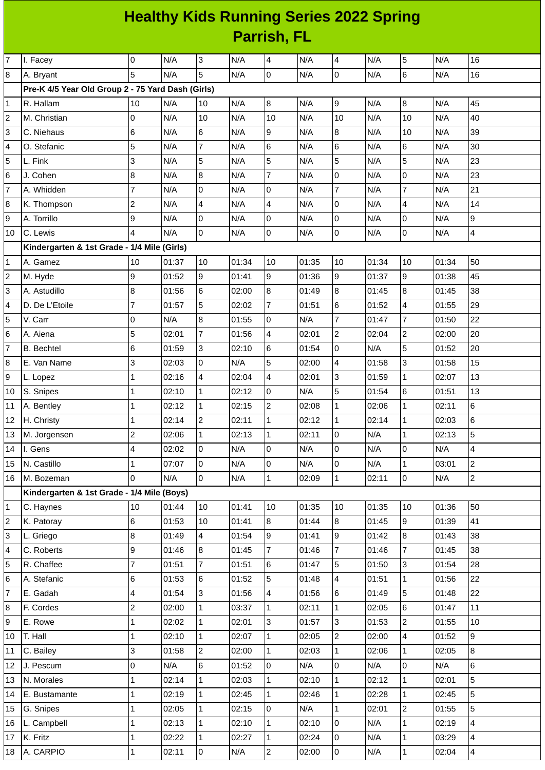# Healthy Kids Running Series 2022 Spring
## Parrish, FL

| | | | | | | | | | | | | |
|---|---|---|---|---|---|---|---|---|---|---|---|---|
| 7 | I. Facey | 0 | N/A | 3 | N/A | 4 | N/A | 4 | N/A | 5 | N/A | 16 |
| 8 | A. Bryant | 5 | N/A | 5 | N/A | 0 | N/A | 0 | N/A | 6 | N/A | 16 |
| | **Pre-K 4/5 Year Old Group 2 - 75 Yard Dash (Girls)** | | | | | | | | | | | |
| 1 | R. Hallam | 10 | N/A | 10 | N/A | 8 | N/A | 9 | N/A | 8 | N/A | 45 |
| 2 | M. Christian | 0 | N/A | 10 | N/A | 10 | N/A | 10 | N/A | 10 | N/A | 40 |
| 3 | C. Niehaus | 6 | N/A | 6 | N/A | 9 | N/A | 8 | N/A | 10 | N/A | 39 |
| 4 | O. Stefanic | 5 | N/A | 7 | N/A | 6 | N/A | 6 | N/A | 6 | N/A | 30 |
| 5 | L. Fink | 3 | N/A | 5 | N/A | 5 | N/A | 5 | N/A | 5 | N/A | 23 |
| 6 | J. Cohen | 8 | N/A | 8 | N/A | 7 | N/A | 0 | N/A | 0 | N/A | 23 |
| 7 | A. Whidden | 7 | N/A | 0 | N/A | 0 | N/A | 7 | N/A | 7 | N/A | 21 |
| 8 | K. Thompson | 2 | N/A | 4 | N/A | 4 | N/A | 0 | N/A | 4 | N/A | 14 |
| 9 | A. Torrillo | 9 | N/A | 0 | N/A | 0 | N/A | 0 | N/A | 0 | N/A | 9 |
| 10 | C. Lewis | 4 | N/A | 0 | N/A | 0 | N/A | 0 | N/A | 0 | N/A | 4 |
| | **Kindergarten & 1st Grade - 1/4 Mile (Girls)** | | | | | | | | | | | |
| 1 | A. Gamez | 10 | 01:37 | 10 | 01:34 | 10 | 01:35 | 10 | 01:34 | 10 | 01:34 | 50 |
| 2 | M. Hyde | 9 | 01:52 | 9 | 01:41 | 9 | 01:36 | 9 | 01:37 | 9 | 01:38 | 45 |
| 3 | A. Astudillo | 8 | 01:56 | 6 | 02:00 | 8 | 01:49 | 8 | 01:45 | 8 | 01:45 | 38 |
| 4 | D. De L'Etoile | 7 | 01:57 | 5 | 02:02 | 7 | 01:51 | 6 | 01:52 | 4 | 01:55 | 29 |
| 5 | V. Carr | 0 | N/A | 8 | 01:55 | 0 | N/A | 7 | 01:47 | 7 | 01:50 | 22 |
| 6 | A. Aiena | 5 | 02:01 | 7 | 01:56 | 4 | 02:01 | 2 | 02:04 | 2 | 02:00 | 20 |
| 7 | B. Bechtel | 6 | 01:59 | 3 | 02:10 | 6 | 01:54 | 0 | N/A | 5 | 01:52 | 20 |
| 8 | E. Van Name | 3 | 02:03 | 0 | N/A | 5 | 02:00 | 4 | 01:58 | 3 | 01:58 | 15 |
| 9 | L. Lopez | 1 | 02:16 | 4 | 02:04 | 4 | 02:01 | 3 | 01:59 | 1 | 02:07 | 13 |
| 10 | S. Snipes | 1 | 02:10 | 1 | 02:12 | 0 | N/A | 5 | 01:54 | 6 | 01:51 | 13 |
| 11 | A. Bentley | 1 | 02:12 | 1 | 02:15 | 2 | 02:08 | 1 | 02:06 | 1 | 02:11 | 6 |
| 12 | H. Christy | 1 | 02:14 | 2 | 02:11 | 1 | 02:12 | 1 | 02:14 | 1 | 02:03 | 6 |
| 13 | M. Jorgensen | 2 | 02:06 | 1 | 02:13 | 1 | 02:11 | 0 | N/A | 1 | 02:13 | 5 |
| 14 | I. Gens | 4 | 02:02 | 0 | N/A | 0 | N/A | 0 | N/A | 0 | N/A | 4 |
| 15 | N. Castillo | 1 | 07:07 | 0 | N/A | 0 | N/A | 0 | N/A | 1 | 03:01 | 2 |
| 16 | M. Bozeman | 0 | N/A | 0 | N/A | 1 | 02:09 | 1 | 02:11 | 0 | N/A | 2 |
| | **Kindergarten & 1st Grade - 1/4 Mile (Boys)** | | | | | | | | | | | |
| 1 | C. Haynes | 10 | 01:44 | 10 | 01:41 | 10 | 01:35 | 10 | 01:35 | 10 | 01:36 | 50 |
| 2 | K. Patoray | 6 | 01:53 | 10 | 01:41 | 8 | 01:44 | 8 | 01:45 | 9 | 01:39 | 41 |
| 3 | L. Griego | 8 | 01:49 | 4 | 01:54 | 9 | 01:41 | 9 | 01:42 | 8 | 01:43 | 38 |
| 4 | C. Roberts | 9 | 01:46 | 8 | 01:45 | 7 | 01:46 | 7 | 01:46 | 7 | 01:45 | 38 |
| 5 | R. Chaffee | 7 | 01:51 | 7 | 01:51 | 6 | 01:47 | 5 | 01:50 | 3 | 01:54 | 28 |
| 6 | A. Stefanic | 6 | 01:53 | 6 | 01:52 | 5 | 01:48 | 4 | 01:51 | 1 | 01:56 | 22 |
| 7 | E. Gadah | 4 | 01:54 | 3 | 01:56 | 4 | 01:56 | 6 | 01:49 | 5 | 01:48 | 22 |
| 8 | F. Cordes | 2 | 02:00 | 1 | 03:37 | 1 | 02:11 | 1 | 02:05 | 6 | 01:47 | 11 |
| 9 | E. Rowe | 1 | 02:02 | 1 | 02:01 | 3 | 01:57 | 3 | 01:53 | 2 | 01:55 | 10 |
| 10 | T. Hall | 1 | 02:10 | 1 | 02:07 | 1 | 02:05 | 2 | 02:00 | 4 | 01:52 | 9 |
| 11 | C. Bailey | 3 | 01:58 | 2 | 02:00 | 1 | 02:03 | 1 | 02:06 | 1 | 02:05 | 8 |
| 12 | J. Pescum | 0 | N/A | 6 | 01:52 | 0 | N/A | 0 | N/A | 0 | N/A | 6 |
| 13 | N. Morales | 1 | 02:14 | 1 | 02:03 | 1 | 02:10 | 1 | 02:12 | 1 | 02:01 | 5 |
| 14 | E. Bustamante | 1 | 02:19 | 1 | 02:45 | 1 | 02:46 | 1 | 02:28 | 1 | 02:45 | 5 |
| 15 | G. Snipes | 1 | 02:05 | 1 | 02:15 | 0 | N/A | 1 | 02:01 | 2 | 01:55 | 5 |
| 16 | L. Campbell | 1 | 02:13 | 1 | 02:10 | 1 | 02:10 | 0 | N/A | 1 | 02:19 | 4 |
| 17 | K. Fritz | 1 | 02:22 | 1 | 02:27 | 1 | 02:24 | 0 | N/A | 1 | 03:29 | 4 |
| 18 | A. CARPIO | 1 | 02:11 | 0 | N/A | 2 | 02:00 | 0 | N/A | 1 | 02:04 | 4 |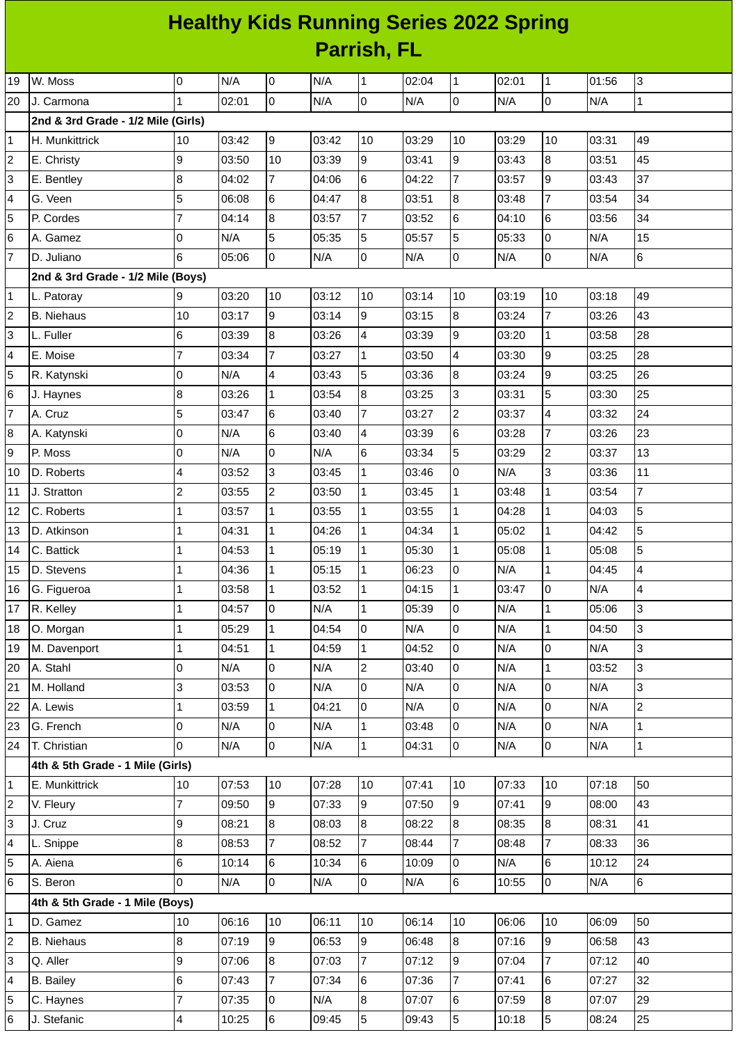# Healthy Kids Running Series 2022 Spring

## Parrish, FL

| | | | | | | | | | | | | |
|---|---|---|---|---|---|---|---|---|---|---|---|---|
| 19 | W. Moss | 0 | N/A | 0 | N/A | 1 | 02:04 | 1 | 02:01 | 1 | 01:56 | 3 |
| 20 | J. Carmona | 1 | 02:01 | 0 | N/A | 0 | N/A | 0 | N/A | 0 | N/A | 1 |
| | **2nd & 3rd Grade - 1/2 Mile (Girls)** | | | | | | | | | | | |
| 1 | H. Munkittrick | 10 | 03:42 | 9 | 03:42 | 10 | 03:29 | 10 | 03:29 | 10 | 03:31 | 49 |
| 2 | E. Christy | 9 | 03:50 | 10 | 03:39 | 9 | 03:41 | 9 | 03:43 | 8 | 03:51 | 45 |
| 3 | E. Bentley | 8 | 04:02 | 7 | 04:06 | 6 | 04:22 | 7 | 03:57 | 9 | 03:43 | 37 |
| 4 | G. Veen | 5 | 06:08 | 6 | 04:47 | 8 | 03:51 | 8 | 03:48 | 7 | 03:54 | 34 |
| 5 | P. Cordes | 7 | 04:14 | 8 | 03:57 | 7 | 03:52 | 6 | 04:10 | 6 | 03:56 | 34 |
| 6 | A. Gamez | 0 | N/A | 5 | 05:35 | 5 | 05:57 | 5 | 05:33 | 0 | N/A | 15 |
| 7 | D. Juliano | 6 | 05:06 | 0 | N/A | 0 | N/A | 0 | N/A | 0 | N/A | 6 |
| | **2nd & 3rd Grade - 1/2 Mile (Boys)** | | | | | | | | | | | |
| 1 | L. Patoray | 9 | 03:20 | 10 | 03:12 | 10 | 03:14 | 10 | 03:19 | 10 | 03:18 | 49 |
| 2 | B. Niehaus | 10 | 03:17 | 9 | 03:14 | 9 | 03:15 | 8 | 03:24 | 7 | 03:26 | 43 |
| 3 | L. Fuller | 6 | 03:39 | 8 | 03:26 | 4 | 03:39 | 9 | 03:20 | 1 | 03:58 | 28 |
| 4 | E. Moise | 7 | 03:34 | 7 | 03:27 | 1 | 03:50 | 4 | 03:30 | 9 | 03:25 | 28 |
| 5 | R. Katynski | 0 | N/A | 4 | 03:43 | 5 | 03:36 | 8 | 03:24 | 9 | 03:25 | 26 |
| 6 | J. Haynes | 8 | 03:26 | 1 | 03:54 | 8 | 03:25 | 3 | 03:31 | 5 | 03:30 | 25 |
| 7 | A. Cruz | 5 | 03:47 | 6 | 03:40 | 7 | 03:27 | 2 | 03:37 | 4 | 03:32 | 24 |
| 8 | A. Katynski | 0 | N/A | 6 | 03:40 | 4 | 03:39 | 6 | 03:28 | 7 | 03:26 | 23 |
| 9 | P. Moss | 0 | N/A | 0 | N/A | 6 | 03:34 | 5 | 03:29 | 2 | 03:37 | 13 |
| 10 | D. Roberts | 4 | 03:52 | 3 | 03:45 | 1 | 03:46 | 0 | N/A | 3 | 03:36 | 11 |
| 11 | J. Stratton | 2 | 03:55 | 2 | 03:50 | 1 | 03:45 | 1 | 03:48 | 1 | 03:54 | 7 |
| 12 | C. Roberts | 1 | 03:57 | 1 | 03:55 | 1 | 03:55 | 1 | 04:28 | 1 | 04:03 | 5 |
| 13 | D. Atkinson | 1 | 04:31 | 1 | 04:26 | 1 | 04:34 | 1 | 05:02 | 1 | 04:42 | 5 |
| 14 | C. Battick | 1 | 04:53 | 1 | 05:19 | 1 | 05:30 | 1 | 05:08 | 1 | 05:08 | 5 |
| 15 | D. Stevens | 1 | 04:36 | 1 | 05:15 | 1 | 06:23 | 0 | N/A | 1 | 04:45 | 4 |
| 16 | G. Figueroa | 1 | 03:58 | 1 | 03:52 | 1 | 04:15 | 1 | 03:47 | 0 | N/A | 4 |
| 17 | R. Kelley | 1 | 04:57 | 0 | N/A | 1 | 05:39 | 0 | N/A | 1 | 05:06 | 3 |
| 18 | O. Morgan | 1 | 05:29 | 1 | 04:54 | 0 | N/A | 0 | N/A | 1 | 04:50 | 3 |
| 19 | M. Davenport | 1 | 04:51 | 1 | 04:59 | 1 | 04:52 | 0 | N/A | 0 | N/A | 3 |
| 20 | A. Stahl | 0 | N/A | 0 | N/A | 2 | 03:40 | 0 | N/A | 1 | 03:52 | 3 |
| 21 | M. Holland | 3 | 03:53 | 0 | N/A | 0 | N/A | 0 | N/A | 0 | N/A | 3 |
| 22 | A. Lewis | 1 | 03:59 | 1 | 04:21 | 0 | N/A | 0 | N/A | 0 | N/A | 2 |
| 23 | G. French | 0 | N/A | 0 | N/A | 1 | 03:48 | 0 | N/A | 0 | N/A | 1 |
| 24 | T. Christian | 0 | N/A | 0 | N/A | 1 | 04:31 | 0 | N/A | 0 | N/A | 1 |
| | **4th & 5th Grade - 1 Mile (Girls)** | | | | | | | | | | | |
| 1 | E. Munkittrick | 10 | 07:53 | 10 | 07:28 | 10 | 07:41 | 10 | 07:33 | 10 | 07:18 | 50 |
| 2 | V. Fleury | 7 | 09:50 | 9 | 07:33 | 9 | 07:50 | 9 | 07:41 | 9 | 08:00 | 43 |
| 3 | J. Cruz | 9 | 08:21 | 8 | 08:03 | 8 | 08:22 | 8 | 08:35 | 8 | 08:31 | 41 |
| 4 | L. Snippe | 8 | 08:53 | 7 | 08:52 | 7 | 08:44 | 7 | 08:48 | 7 | 08:33 | 36 |
| 5 | A. Aiena | 6 | 10:14 | 6 | 10:34 | 6 | 10:09 | 0 | N/A | 6 | 10:12 | 24 |
| 6 | S. Beron | 0 | N/A | 0 | N/A | 0 | N/A | 6 | 10:55 | 0 | N/A | 6 |
| | **4th & 5th Grade - 1 Mile (Boys)** | | | | | | | | | | | |
| 1 | D. Gamez | 10 | 06:16 | 10 | 06:11 | 10 | 06:14 | 10 | 06:06 | 10 | 06:09 | 50 |
| 2 | B. Niehaus | 8 | 07:19 | 9 | 06:53 | 9 | 06:48 | 8 | 07:16 | 9 | 06:58 | 43 |
| 3 | Q. Aller | 9 | 07:06 | 8 | 07:03 | 7 | 07:12 | 9 | 07:04 | 7 | 07:12 | 40 |
| 4 | B. Bailey | 6 | 07:43 | 7 | 07:34 | 6 | 07:36 | 7 | 07:41 | 6 | 07:27 | 32 |
| 5 | C. Haynes | 7 | 07:35 | 0 | N/A | 8 | 07:07 | 6 | 07:59 | 8 | 07:07 | 29 |
| 6 | J. Stefanic | 4 | 10:25 | 6 | 09:45 | 5 | 09:43 | 5 | 10:18 | 5 | 08:24 | 25 |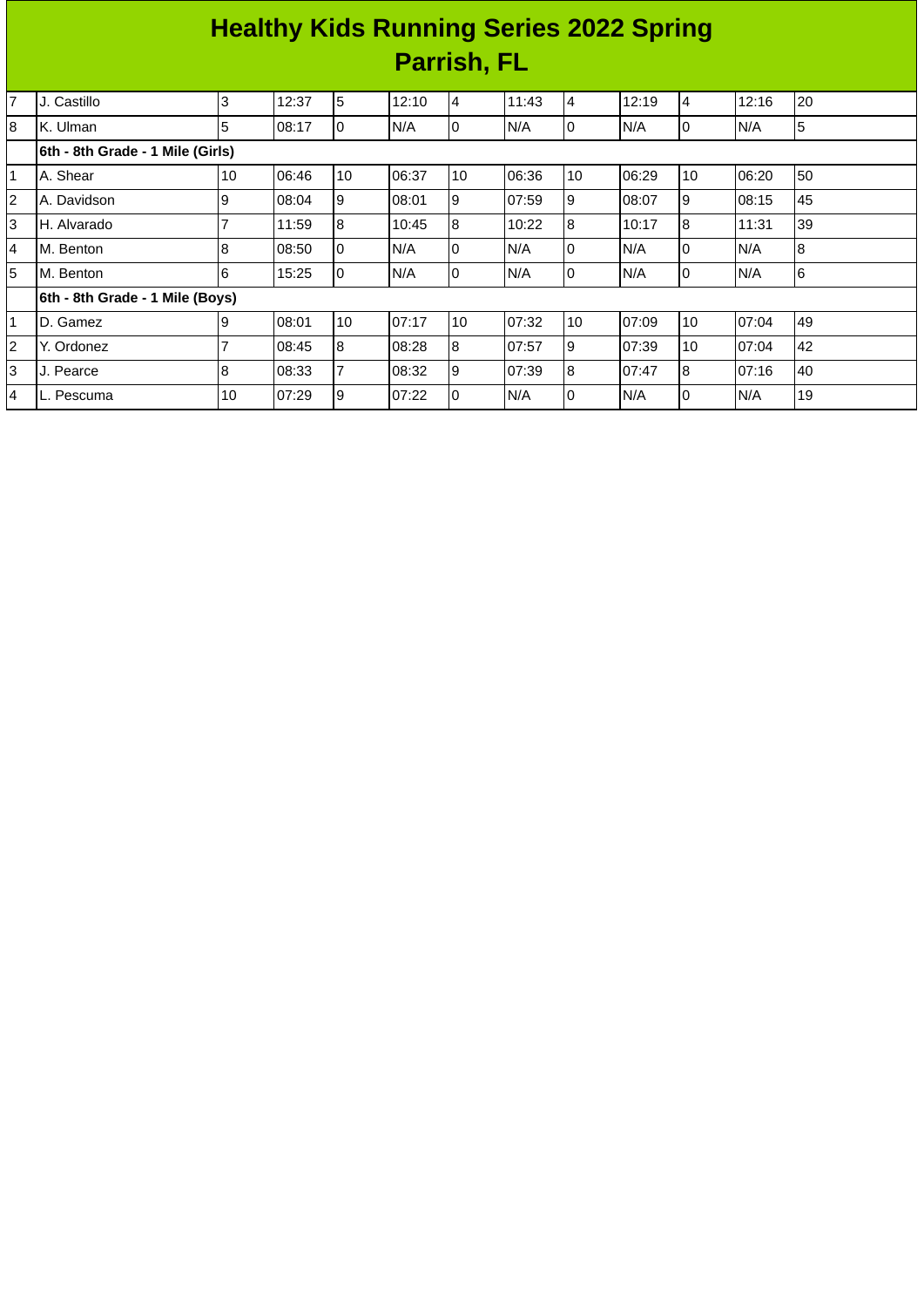# Healthy Kids Running Series 2022 Spring
## Parrish, FL

| | | | | | | | | | | | | |
|---|---|---|---|---|---|---|---|---|---|---|---|---|
| 7 | J. Castillo | 3 | 12:37 | 5 | 12:10 | 4 | 11:43 | 4 | 12:19 | 4 | 12:16 | 20 |
| 8 | K. Ulman | 5 | 08:17 | 0 | N/A | 0 | N/A | 0 | N/A | 0 | N/A | 5 |
| | **6th - 8th Grade - 1 Mile (Girls)** | | | | | | | | | | | |
| 1 | A. Shear | 10 | 06:46 | 10 | 06:37 | 10 | 06:36 | 10 | 06:29 | 10 | 06:20 | 50 |
| 2 | A. Davidson | 9 | 08:04 | 9 | 08:01 | 9 | 07:59 | 9 | 08:07 | 9 | 08:15 | 45 |
| 3 | H. Alvarado | 7 | 11:59 | 8 | 10:45 | 8 | 10:22 | 8 | 10:17 | 8 | 11:31 | 39 |
| 4 | M. Benton | 8 | 08:50 | 0 | N/A | 0 | N/A | 0 | N/A | 0 | N/A | 8 |
| 5 | M. Benton | 6 | 15:25 | 0 | N/A | 0 | N/A | 0 | N/A | 0 | N/A | 6 |
| | **6th - 8th Grade - 1 Mile (Boys)** | | | | | | | | | | | |
| 1 | D. Gamez | 9 | 08:01 | 10 | 07:17 | 10 | 07:32 | 10 | 07:09 | 10 | 07:04 | 49 |
| 2 | Y. Ordonez | 7 | 08:45 | 8 | 08:28 | 8 | 07:57 | 9 | 07:39 | 10 | 07:04 | 42 |
| 3 | J. Pearce | 8 | 08:33 | 7 | 08:32 | 9 | 07:39 | 8 | 07:47 | 8 | 07:16 | 40 |
| 4 | L. Pescuma | 10 | 07:29 | 9 | 07:22 | 0 | N/A | 0 | N/A | 0 | N/A | 19 |